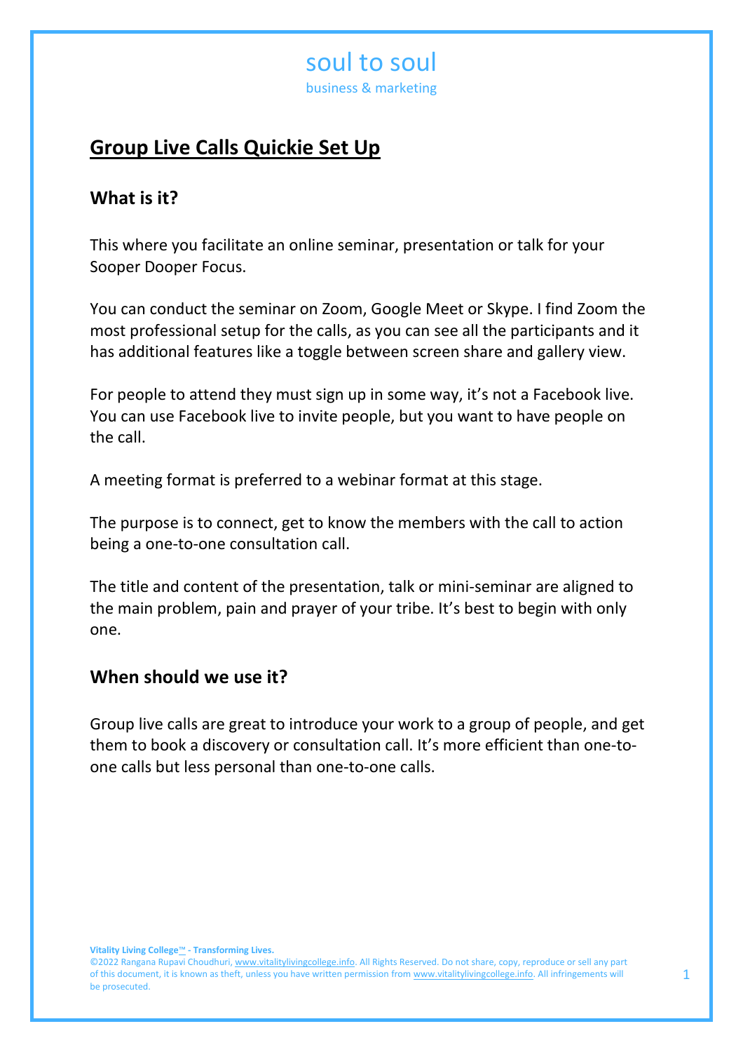soul to soul

business & marketing

# Group Live Calls Quickie Set Up

## What is it?

This where you facilitate an online seminar, presentation or talk for your Sooper Dooper Focus.

You can conduct the seminar on Zoom, Google Meet or Skype. I find Zoom the most professional setup for the calls, as you can see all the participants and it has additional features like a toggle between screen share and gallery view.

For people to attend they must sign up in some way, it's not a Facebook live. You can use Facebook live to invite people, but you want to have people on the call.

A meeting format is preferred to a webinar format at this stage.

The purpose is to connect, get to know the members with the call to action being a one-to-one consultation call.

The title and content of the presentation, talk or mini-seminar are aligned to the main problem, pain and prayer of your tribe. It's best to begin with only one.

## When should we use it?

Group live calls are great to introduce your work to a group of people, and get them to book a discovery or consultation call. It's more efficient than one-to-one calls but less personal than one-to-one calls.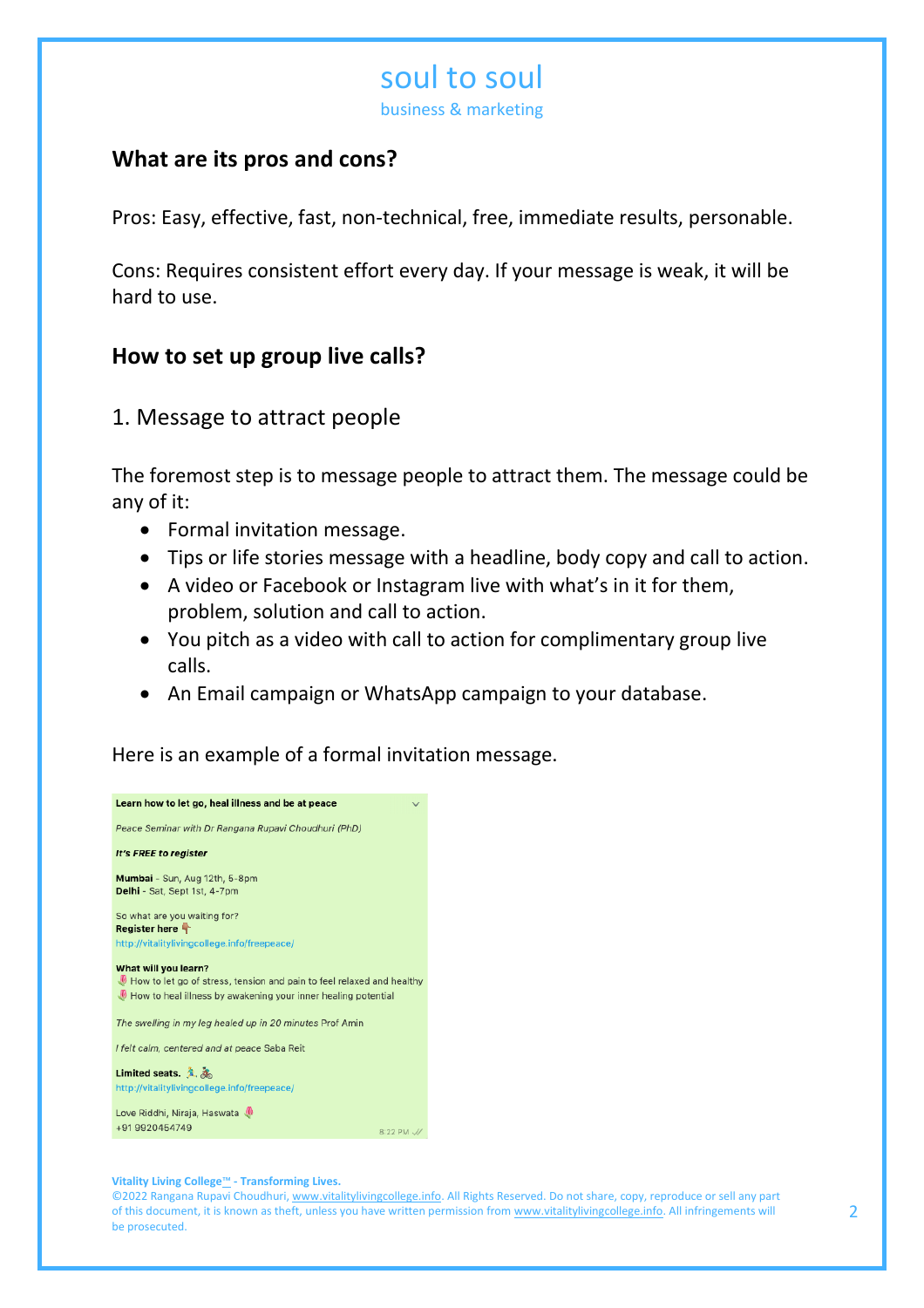## What are its pros and cons?

Pros: Easy, effective, fast, non-technical, free, immediate results, personable.

Cons: Requires consistent effort every day. If your message is weak, it will be hard to use.

## How to set up group live calls?

### 1. Message to attract people

The foremost step is to message people to attract them. The message could be any of it:

- Formal invitation message.
- Tips or life stories message with a headline, body copy and call to action.
- A video or Facebook or Instagram live with what's in it for them, problem, solution and call to action.
- You pitch as a video with call to action for complimentary group live calls.
- An Email campaign or WhatsApp campaign to your database.

Here is an example of a formal invitation message.

**Learn how to let go, heal illness and be at peace**

*Peace Seminar with Dr Rangana Rupavi Choudhuri (PhD)*

***It's FREE to register***

**Mumbai** - Sun, Aug 12th, 5-8pm
**Delhi** - Sat, Sept 1st, 4-7pm

So what are you waiting for?
**Register here** 👇
http://vitalitylivingcollege.info/freepeace/

**What will you learn?**
🌷 How to let go of stress, tension and pain to feel relaxed and healthy
🌷 How to heal illness by awakening your inner healing potential

*The swelling in my leg healed up in 20 minutes* Prof Amin

*I felt calm, centered and at peace* Saba Reit

**Limited seats.** 🏃 🚴
http://vitalitylivingcollege.info/freepeace/

Love Riddhi, Niraja, Haswata 🌷
+91 9920454749

8:22 PM

**Vitality Living College™ - Transforming Lives.**
©2022 Rangana Rupavi Choudhuri, www.vitalitylivingcollege.info. All Rights Reserved. Do not share, copy, reproduce or sell any part of this document, it is known as theft, unless you have written permission from www.vitalitylivingcollege.info. All infringements will be prosecuted.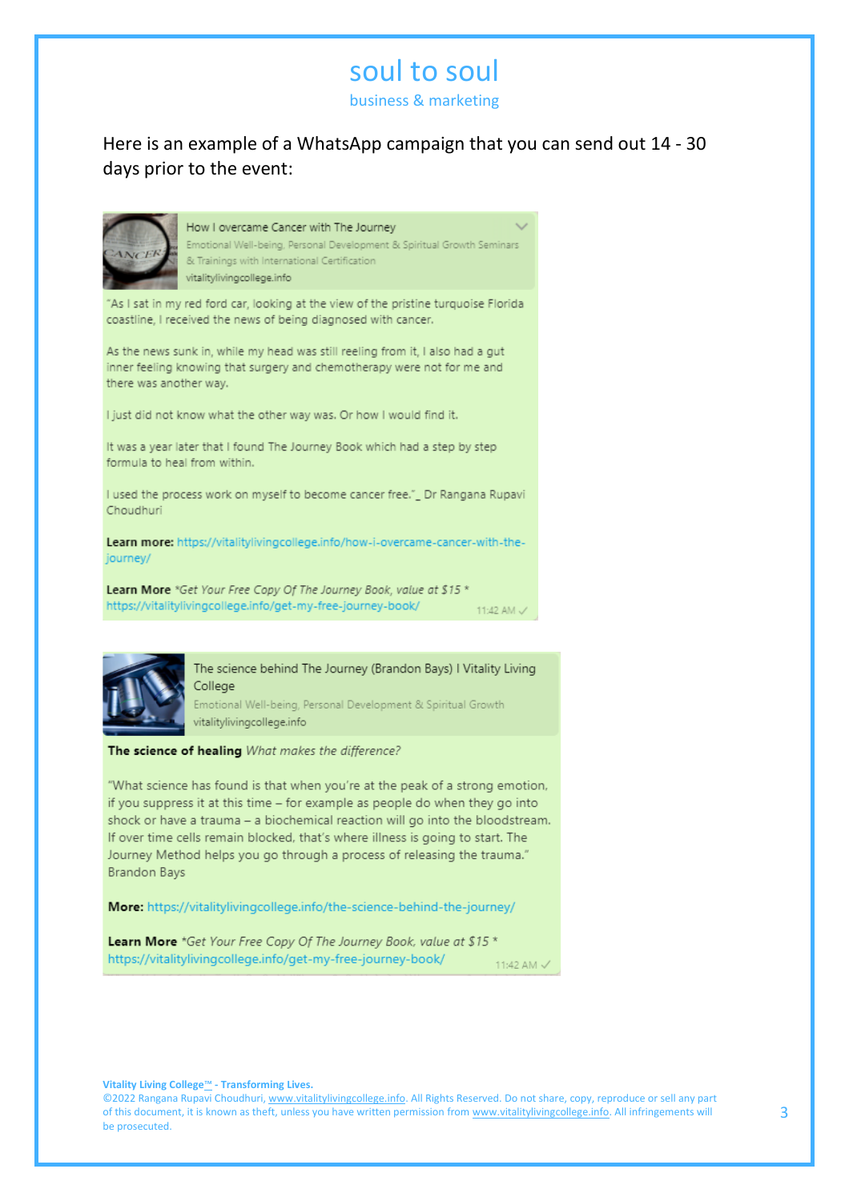# soul to soul

business & marketing

Here is an example of a WhatsApp campaign that you can send out 14 - 30 days prior to the event:

How I overcame Cancer with The Journey

Emotional Well-being, Personal Development & Spiritual Growth Seminars & Trainings with International Certification

vitalitylivingcollege.info

"As I sat in my red ford car, looking at the view of the pristine turquoise Florida coastline, I received the news of being diagnosed with cancer.

As the news sunk in, while my head was still reeling from it, I also had a gut inner feeling knowing that surgery and chemotherapy were not for me and there was another way.

I just did not know what the other way was. Or how I would find it.

It was a year later that I found The Journey Book which had a step by step formula to heal from within.

I used the process work on myself to become cancer free."_ Dr Rangana Rupavi Choudhuri

**Learn more:** https://vitalitylivingcollege.info/how-i-overcame-cancer-with-the-journey/

**Learn More** *Get Your Free Copy Of The Journey Book, value at $15 *
https://vitalitylivingcollege.info/get-my-free-journey-book/

11:42 AM

The science behind The Journey (Brandon Bays) I Vitality Living College

Emotional Well-being, Personal Development & Spiritual Growth

vitalitylivingcollege.info

**The science of healing** *What makes the difference?*

"What science has found is that when you're at the peak of a strong emotion, if you suppress it at this time – for example as people do when they go into shock or have a trauma – a biochemical reaction will go into the bloodstream. If over time cells remain blocked, that's where illness is going to start. The Journey Method helps you go through a process of releasing the trauma." Brandon Bays

**More:** https://vitalitylivingcollege.info/the-science-behind-the-journey/

**Learn More** *Get Your Free Copy Of The Journey Book, value at $15 *
https://vitalitylivingcollege.info/get-my-free-journey-book/

11:42 AM

**Vitality Living College™ - Transforming Lives.**
©2022 Rangana Rupavi Choudhuri, www.vitalitylivingcollege.info. All Rights Reserved. Do not share, copy, reproduce or sell any part of this document, it is known as theft, unless you have written permission from www.vitalitylivingcollege.info. All infringements will be prosecuted.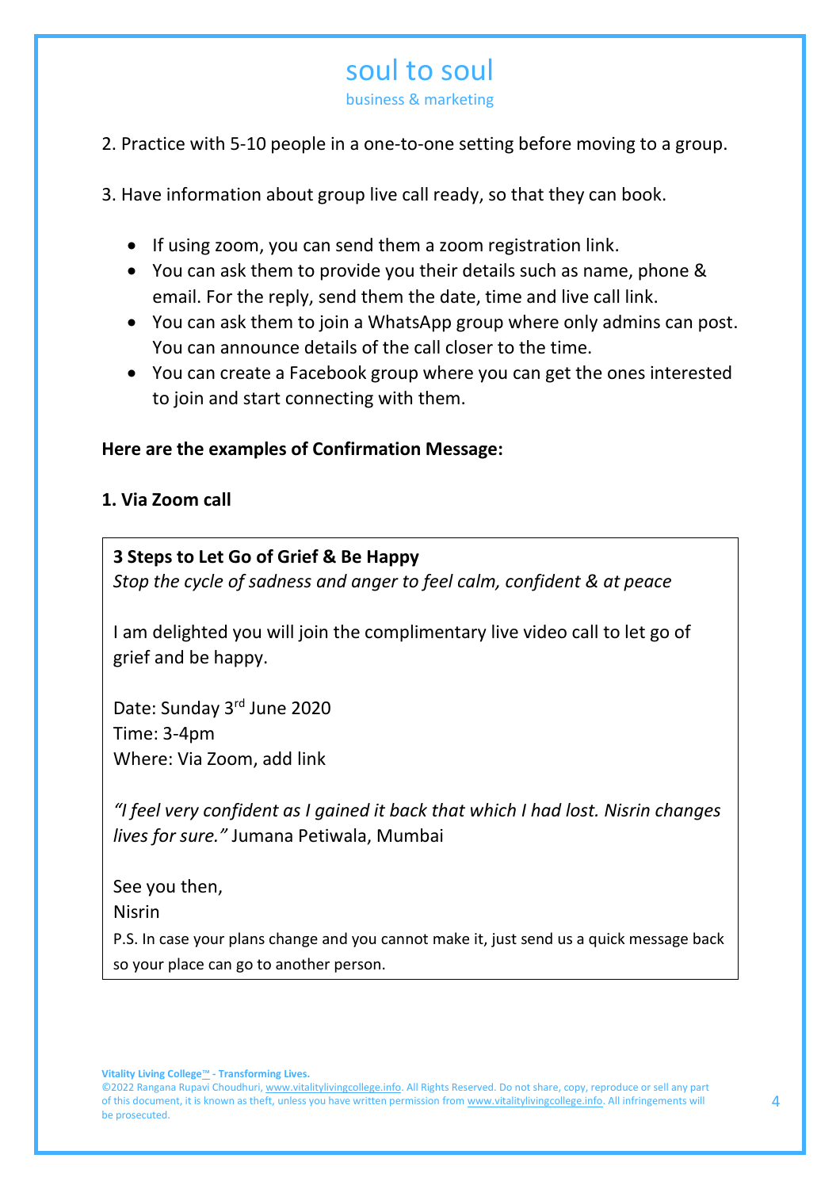2. Practice with 5-10 people in a one-to-one setting before moving to a group.

3. Have information about group live call ready, so that they can book.

- If using zoom, you can send them a zoom registration link.
- You can ask them to provide you their details such as name, phone & email. For the reply, send them the date, time and live call link.
- You can ask them to join a WhatsApp group where only admins can post. You can announce details of the call closer to the time.
- You can create a Facebook group where you can get the ones interested to join and start connecting with them.

**Here are the examples of Confirmation Message:**

**1. Via Zoom call**

**3 Steps to Let Go of Grief & Be Happy**
*Stop the cycle of sadness and anger to feel calm, confident & at peace*

I am delighted you will join the complimentary live video call to let go of grief and be happy.

Date: Sunday 3rd June 2020
Time: 3-4pm
Where: Via Zoom, add link

*"I feel very confident as I gained it back that which I had lost. Nisrin changes lives for sure."* Jumana Petiwala, Mumbai

See you then,
Nisrin

P.S. In case your plans change and you cannot make it, just send us a quick message back so your place can go to another person.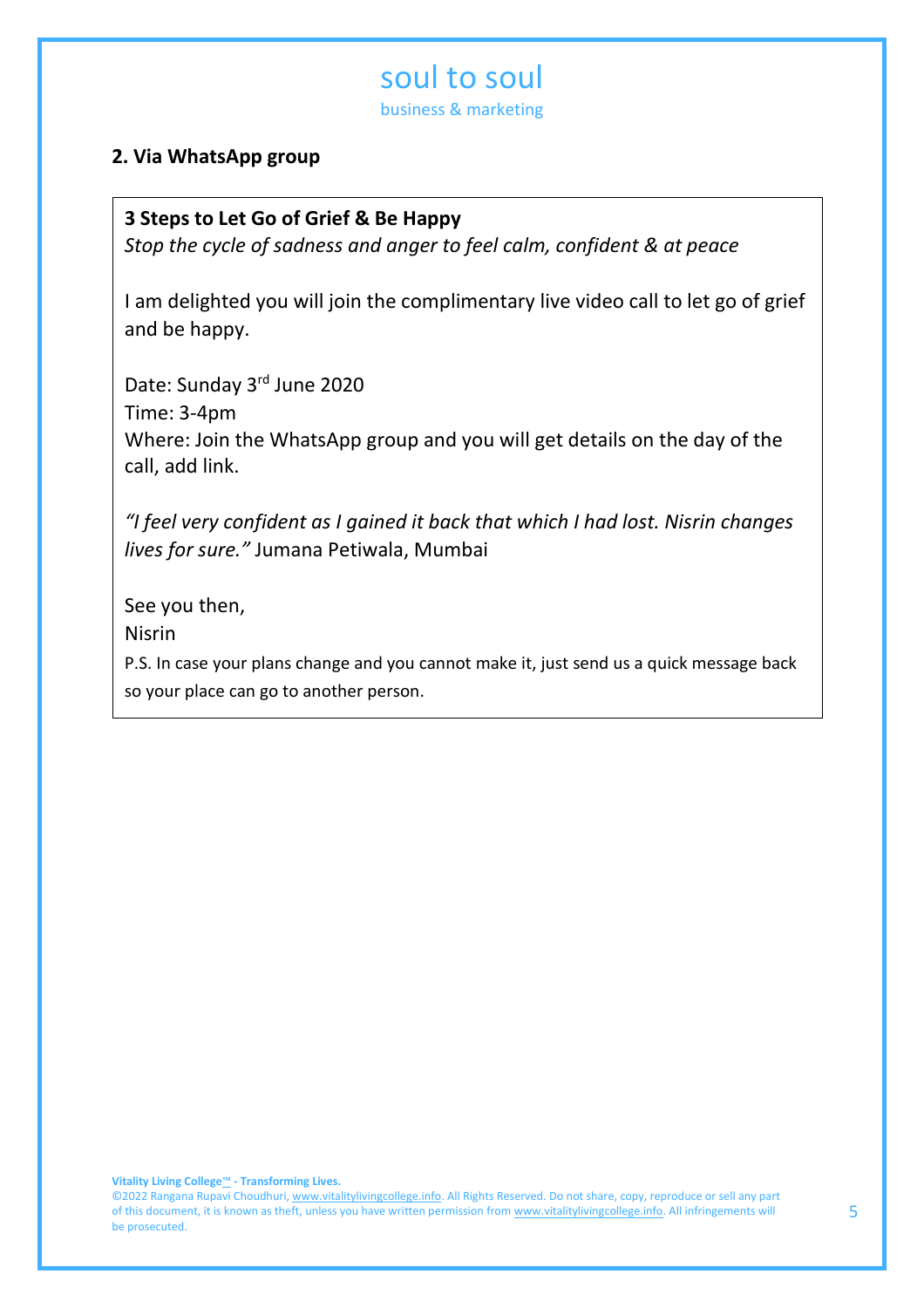## 2. Via WhatsApp group

**3 Steps to Let Go of Grief & Be Happy**
*Stop the cycle of sadness and anger to feel calm, confident & at peace*

I am delighted you will join the complimentary live video call to let go of grief and be happy.

Date: Sunday 3rd June 2020
Time: 3-4pm
Where: Join the WhatsApp group and you will get details on the day of the call, add link.

*"I feel very confident as I gained it back that which I had lost. Nisrin changes lives for sure."* Jumana Petiwala, Mumbai

See you then,
Nisrin

P.S. In case your plans change and you cannot make it, just send us a quick message back so your place can go to another person.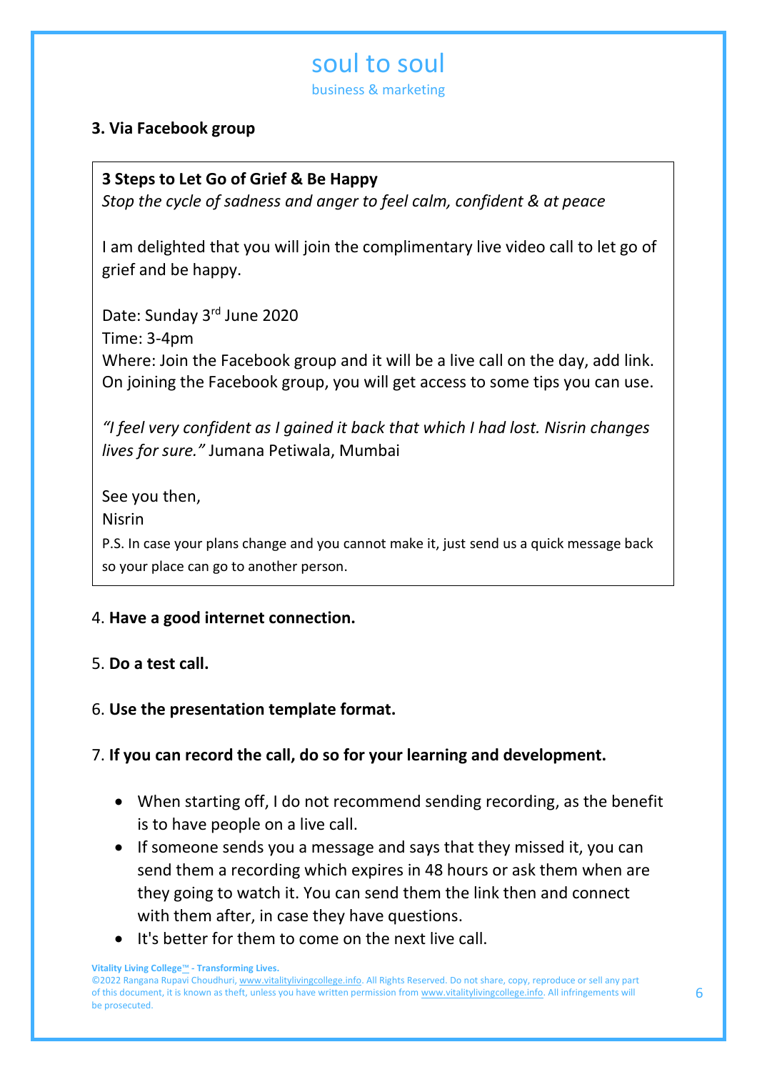**3. Via Facebook group**

**3 Steps to Let Go of Grief & Be Happy**
*Stop the cycle of sadness and anger to feel calm, confident & at peace*

I am delighted that you will join the complimentary live video call to let go of grief and be happy.

Date: Sunday 3rd June 2020
Time: 3-4pm
Where: Join the Facebook group and it will be a live call on the day, add link. On joining the Facebook group, you will get access to some tips you can use.

*"I feel very confident as I gained it back that which I had lost. Nisrin changes lives for sure."* Jumana Petiwala, Mumbai

See you then,
Nisrin

P.S. In case your plans change and you cannot make it, just send us a quick message back so your place can go to another person.

4. **Have a good internet connection.**

5. **Do a test call.**

6. **Use the presentation template format.**

7. **If you can record the call, do so for your learning and development.**

- When starting off, I do not recommend sending recording, as the benefit is to have people on a live call.
- If someone sends you a message and says that they missed it, you can send them a recording which expires in 48 hours or ask them when are they going to watch it. You can send them the link then and connect with them after, in case they have questions.
- It's better for them to come on the next live call.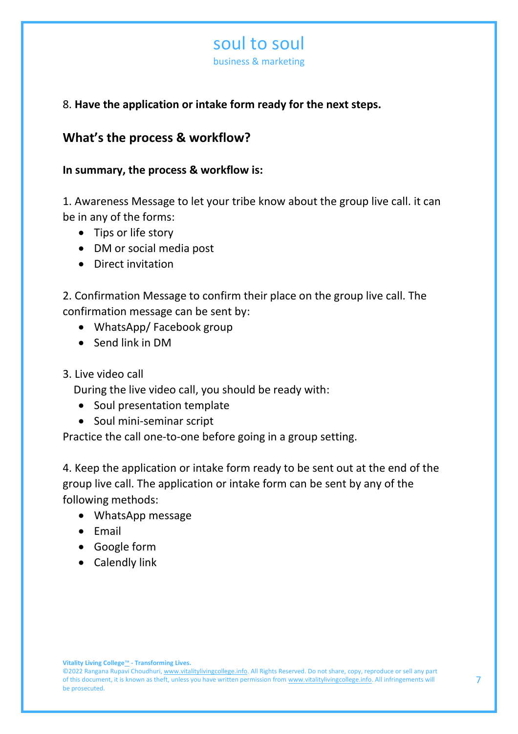8. **Have the application or intake form ready for the next steps.**

## What's the process & workflow?

**In summary, the process & workflow is:**

1. Awareness Message to let your tribe know about the group live call. it can be in any of the forms:
   - Tips or life story
   - DM or social media post
   - Direct invitation

2. Confirmation Message to confirm their place on the group live call. The confirmation message can be sent by:
   - WhatsApp/ Facebook group
   - Send link in DM

3. Live video call

   During the live video call, you should be ready with:
   - Soul presentation template
   - Soul mini-seminar script

Practice the call one-to-one before going in a group setting.

4. Keep the application or intake form ready to be sent out at the end of the group live call. The application or intake form can be sent by any of the following methods:
   - WhatsApp message
   - Email
   - Google form
   - Calendly link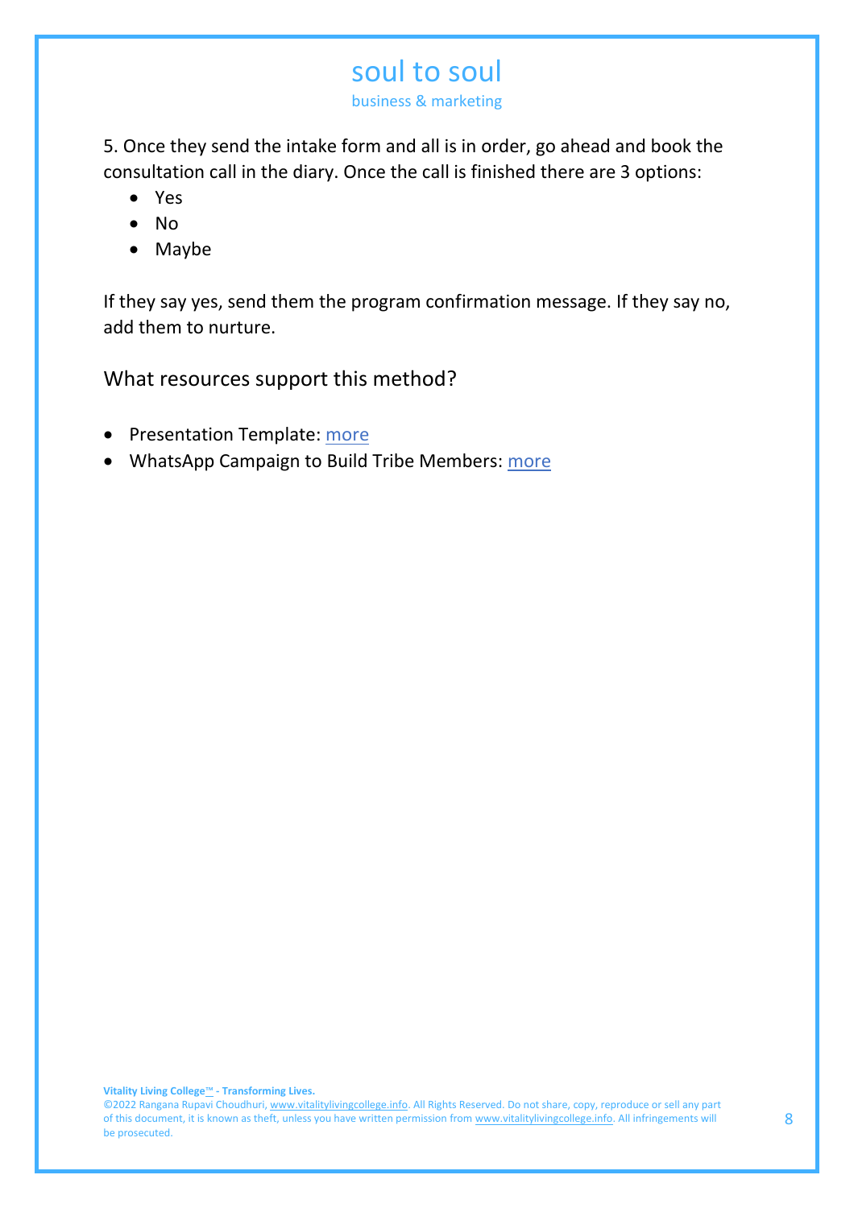5. Once they send the intake form and all is in order, go ahead and book the consultation call in the diary. Once the call is finished there are 3 options:

- Yes
- No
- Maybe

If they say yes, send them the program confirmation message. If they say no, add them to nurture.

## What resources support this method?

- Presentation Template: more
- WhatsApp Campaign to Build Tribe Members: more